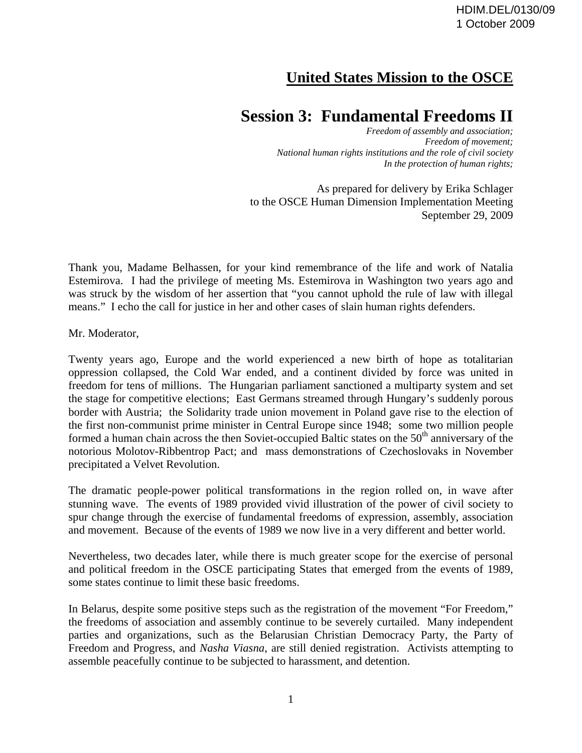HDIM.DEL/0130/09
1 October 2009

# United States Mission to the OSCE

## Session 3: Fundamental Freedoms II

*Freedom of assembly and association;*
*Freedom of movement;*
*National human rights institutions and the role of civil society*
*In the protection of human rights;*

As prepared for delivery by Erika Schlager
to the OSCE Human Dimension Implementation Meeting
September 29, 2009

Thank you, Madame Belhassen, for your kind remembrance of the life and work of Natalia Estemirova. I had the privilege of meeting Ms. Estemirova in Washington two years ago and was struck by the wisdom of her assertion that "you cannot uphold the rule of law with illegal means." I echo the call for justice in her and other cases of slain human rights defenders.

Mr. Moderator,

Twenty years ago, Europe and the world experienced a new birth of hope as totalitarian oppression collapsed, the Cold War ended, and a continent divided by force was united in freedom for tens of millions. The Hungarian parliament sanctioned a multiparty system and set the stage for competitive elections; East Germans streamed through Hungary's suddenly porous border with Austria; the Solidarity trade union movement in Poland gave rise to the election of the first non-communist prime minister in Central Europe since 1948; some two million people formed a human chain across the then Soviet-occupied Baltic states on the 50th anniversary of the notorious Molotov-Ribbentrop Pact; and mass demonstrations of Czechoslovaks in November precipitated a Velvet Revolution.

The dramatic people-power political transformations in the region rolled on, in wave after stunning wave. The events of 1989 provided vivid illustration of the power of civil society to spur change through the exercise of fundamental freedoms of expression, assembly, association and movement. Because of the events of 1989 we now live in a very different and better world.

Nevertheless, two decades later, while there is much greater scope for the exercise of personal and political freedom in the OSCE participating States that emerged from the events of 1989, some states continue to limit these basic freedoms.

In Belarus, despite some positive steps such as the registration of the movement "For Freedom," the freedoms of association and assembly continue to be severely curtailed. Many independent parties and organizations, such as the Belarusian Christian Democracy Party, the Party of Freedom and Progress, and *Nasha Viasna*, are still denied registration. Activists attempting to assemble peacefully continue to be subjected to harassment, and detention.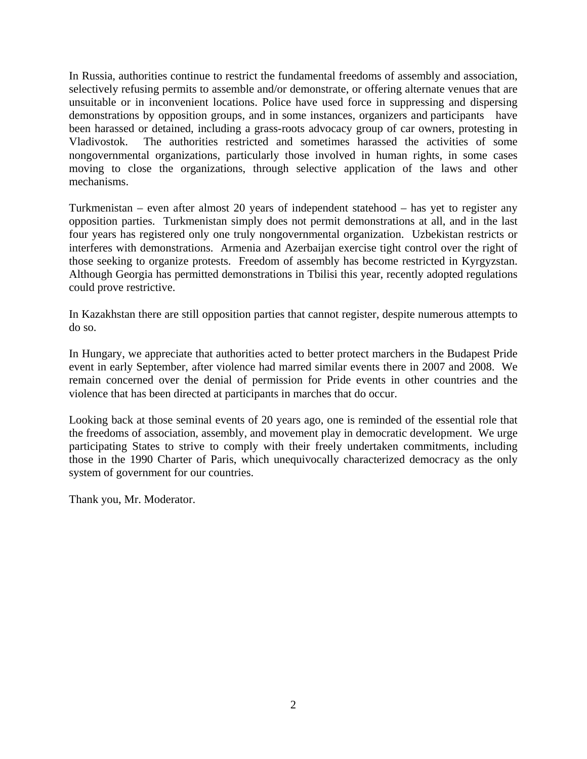In Russia, authorities continue to restrict the fundamental freedoms of assembly and association, selectively refusing permits to assemble and/or demonstrate, or offering alternate venues that are unsuitable or in inconvenient locations. Police have used force in suppressing and dispersing demonstrations by opposition groups, and in some instances, organizers and participants have been harassed or detained, including a grass-roots advocacy group of car owners, protesting in Vladivostok. The authorities restricted and sometimes harassed the activities of some nongovernmental organizations, particularly those involved in human rights, in some cases moving to close the organizations, through selective application of the laws and other mechanisms.

Turkmenistan – even after almost 20 years of independent statehood – has yet to register any opposition parties. Turkmenistan simply does not permit demonstrations at all, and in the last four years has registered only one truly nongovernmental organization. Uzbekistan restricts or interferes with demonstrations. Armenia and Azerbaijan exercise tight control over the right of those seeking to organize protests. Freedom of assembly has become restricted in Kyrgyzstan. Although Georgia has permitted demonstrations in Tbilisi this year, recently adopted regulations could prove restrictive.

In Kazakhstan there are still opposition parties that cannot register, despite numerous attempts to do so.

In Hungary, we appreciate that authorities acted to better protect marchers in the Budapest Pride event in early September, after violence had marred similar events there in 2007 and 2008. We remain concerned over the denial of permission for Pride events in other countries and the violence that has been directed at participants in marches that do occur.

Looking back at those seminal events of 20 years ago, one is reminded of the essential role that the freedoms of association, assembly, and movement play in democratic development. We urge participating States to strive to comply with their freely undertaken commitments, including those in the 1990 Charter of Paris, which unequivocally characterized democracy as the only system of government for our countries.

Thank you, Mr. Moderator.